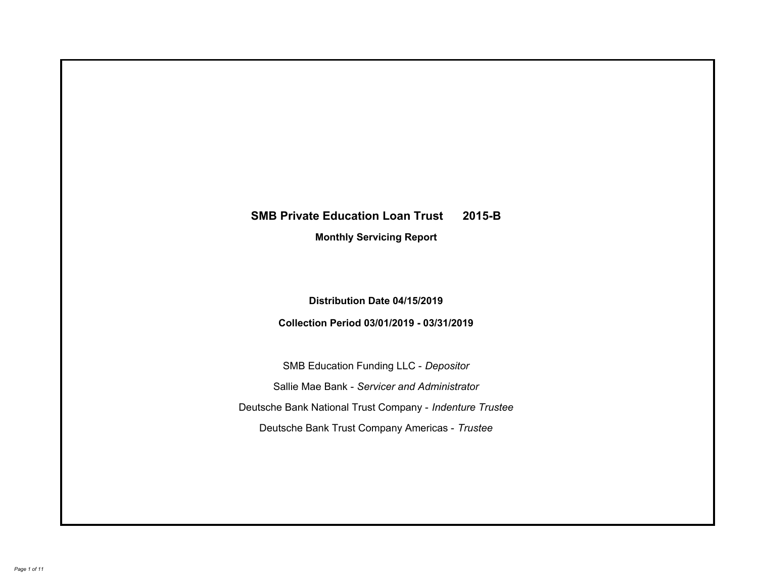# SMB Private Education Loan Trust 2015-B

**Monthly Servicing Report**

**Distribution Date 04/15/2019**

**Collection Period 03/01/2019 - 03/31/2019**

SMB Education Funding LLC - *Depositor*

Sallie Mae Bank - *Servicer and Administrator*

Deutsche Bank National Trust Company - *Indenture Trustee*

Deutsche Bank Trust Company Americas - *Trustee*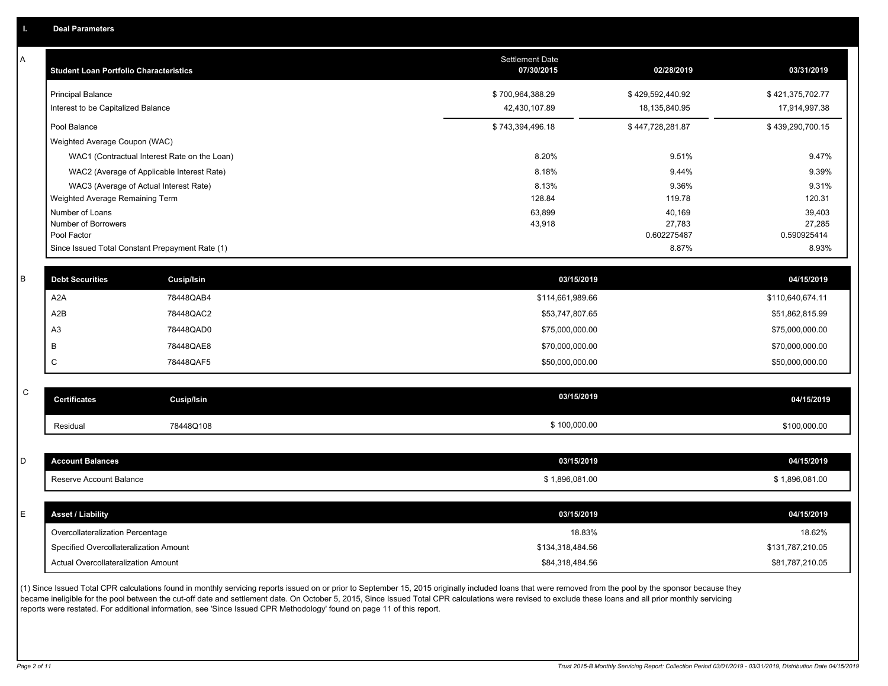## I. Deal Parameters

### A

| Student Loan Portfolio Characteristics | Settlement Date 07/30/2015 | 02/28/2019 | 03/31/2019 |
|---|---|---|---|
| Principal Balance | $ 700,964,388.29 | $ 429,592,440.92 | $ 421,375,702.77 |
| Interest to be Capitalized Balance | 42,430,107.89 | 18,135,840.95 | 17,914,997.38 |
| Pool Balance | $ 743,394,496.18 | $ 447,728,281.87 | $ 439,290,700.15 |
| Weighted Average Coupon (WAC) | | | |
| WAC1 (Contractual Interest Rate on the Loan) | 8.20% | 9.51% | 9.47% |
| WAC2 (Average of Applicable Interest Rate) | 8.18% | 9.44% | 9.39% |
| WAC3 (Average of Actual Interest Rate) | 8.13% | 9.36% | 9.31% |
| Weighted Average Remaining Term | 128.84 | 119.78 | 120.31 |
| Number of Loans | 63,899 | 40,169 | 39,403 |
| Number of Borrowers | 43,918 | 27,783 | 27,285 |
| Pool Factor | | 0.602275487 | 0.590925414 |
| Since Issued Total Constant Prepayment Rate (1) | | 8.87% | 8.93% |

### B

| Debt Securities | Cusip/Isin | 03/15/2019 | 04/15/2019 |
|---|---|---|---|
| A2A | 78448QAB4 | $114,661,989.66 | $110,640,674.11 |
| A2B | 78448QAC2 | $53,747,807.65 | $51,862,815.99 |
| A3 | 78448QAD0 | $75,000,000.00 | $75,000,000.00 |
| B | 78448QAE8 | $70,000,000.00 | $70,000,000.00 |
| C | 78448QAF5 | $50,000,000.00 | $50,000,000.00 |

### C

| Certificates | Cusip/Isin | 03/15/2019 | 04/15/2019 |
|---|---|---|---|
| Residual | 78448Q108 | $ 100,000.00 | $100,000.00 |

### D

| Account Balances | 03/15/2019 | 04/15/2019 |
|---|---|---|
| Reserve Account Balance | $ 1,896,081.00 | $ 1,896,081.00 |

### E

| Asset / Liability | 03/15/2019 | 04/15/2019 |
|---|---|---|
| Overcollateralization Percentage | 18.83% | 18.62% |
| Specified Overcollateralization Amount | $134,318,484.56 | $131,787,210.05 |
| Actual Overcollateralization Amount | $84,318,484.56 | $81,787,210.05 |

(1) Since Issued Total CPR calculations found in monthly servicing reports issued on or prior to September 15, 2015 originally included loans that were removed from the pool by the sponsor because they became ineligible for the pool between the cut-off date and settlement date. On October 5, 2015, Since Issued Total CPR calculations were revised to exclude these loans and all prior monthly servicing reports were restated. For additional information, see 'Since Issued CPR Methodology' found on page 11 of this report.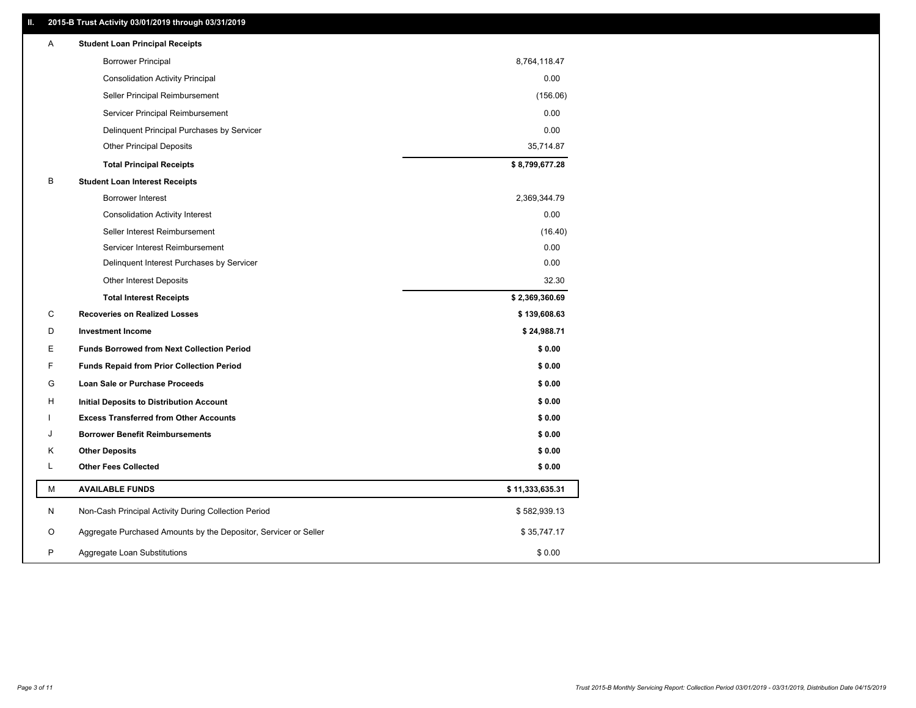## II. 2015-B Trust Activity 03/01/2019 through 03/31/2019

| | | |
|---|---|---|
| A | **Student Loan Principal Receipts** | |
| | Borrower Principal | 8,764,118.47 |
| | Consolidation Activity Principal | 0.00 |
| | Seller Principal Reimbursement | (156.06) |
| | Servicer Principal Reimbursement | 0.00 |
| | Delinquent Principal Purchases by Servicer | 0.00 |
| | Other Principal Deposits | 35,714.87 |
| | **Total Principal Receipts** | **$ 8,799,677.28** |
| B | **Student Loan Interest Receipts** | |
| | Borrower Interest | 2,369,344.79 |
| | Consolidation Activity Interest | 0.00 |
| | Seller Interest Reimbursement | (16.40) |
| | Servicer Interest Reimbursement | 0.00 |
| | Delinquent Interest Purchases by Servicer | 0.00 |
| | Other Interest Deposits | 32.30 |
| | **Total Interest Receipts** | **$ 2,369,360.69** |
| C | **Recoveries on Realized Losses** | **$ 139,608.63** |
| D | **Investment Income** | **$ 24,988.71** |
| E | **Funds Borrowed from Next Collection Period** | **$ 0.00** |
| F | **Funds Repaid from Prior Collection Period** | **$ 0.00** |
| G | **Loan Sale or Purchase Proceeds** | **$ 0.00** |
| H | **Initial Deposits to Distribution Account** | **$ 0.00** |
| I | **Excess Transferred from Other Accounts** | **$ 0.00** |
| J | **Borrower Benefit Reimbursements** | **$ 0.00** |
| K | **Other Deposits** | **$ 0.00** |
| L | **Other Fees Collected** | **$ 0.00** |
| M | **AVAILABLE FUNDS** | **$ 11,333,635.31** |
| N | Non-Cash Principal Activity During Collection Period | $ 582,939.13 |
| O | Aggregate Purchased Amounts by the Depositor, Servicer or Seller | $ 35,747.17 |
| P | Aggregate Loan Substitutions | $ 0.00 |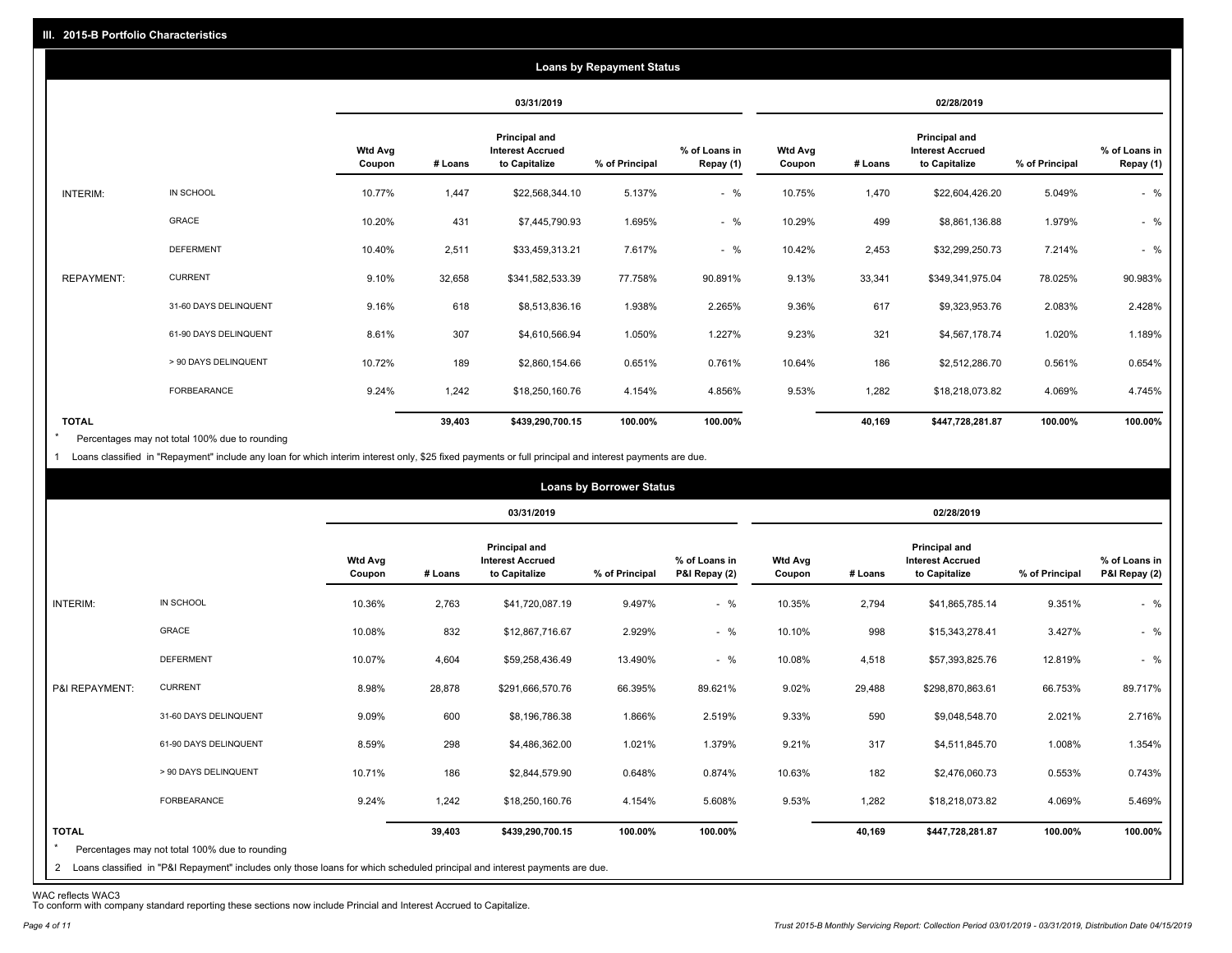## III. 2015-B Portfolio Characteristics

### Loans by Repayment Status

| | | 03/31/2019 | | | | | 02/28/2019 | | | | |
|---|---|---|---|---|---|---|---|---|---|---|---|
| | | Wtd Avg Coupon | # Loans | Principal and Interest Accrued to Capitalize | % of Principal | % of Loans in Repay (1) | Wtd Avg Coupon | # Loans | Principal and Interest Accrued to Capitalize | % of Principal | % of Loans in Repay (1) |
| INTERIM: | IN SCHOOL | 10.77% | 1,447 | $22,568,344.10 | 5.137% | - % | 10.75% | 1,470 | $22,604,426.20 | 5.049% | - % |
| | GRACE | 10.20% | 431 | $7,445,790.93 | 1.695% | - % | 10.29% | 499 | $8,861,136.88 | 1.979% | - % |
| | DEFERMENT | 10.40% | 2,511 | $33,459,313.21 | 7.617% | - % | 10.42% | 2,453 | $32,299,250.73 | 7.214% | - % |
| REPAYMENT: | CURRENT | 9.10% | 32,658 | $341,582,533.39 | 77.758% | 90.891% | 9.13% | 33,341 | $349,341,975.04 | 78.025% | 90.983% |
| | 31-60 DAYS DELINQUENT | 9.16% | 618 | $8,513,836.16 | 1.938% | 2.265% | 9.36% | 617 | $9,323,953.76 | 2.083% | 2.428% |
| | 61-90 DAYS DELINQUENT | 8.61% | 307 | $4,610,566.94 | 1.050% | 1.227% | 9.23% | 321 | $4,567,178.74 | 1.020% | 1.189% |
| | > 90 DAYS DELINQUENT | 10.72% | 189 | $2,860,154.66 | 0.651% | 0.761% | 10.64% | 186 | $2,512,286.70 | 0.561% | 0.654% |
| | FORBEARANCE | 9.24% | 1,242 | $18,250,160.76 | 4.154% | 4.856% | 9.53% | 1,282 | $18,218,073.82 | 4.069% | 4.745% |
| **TOTAL** | | | **39,403** | **$439,290,700.15** | **100.00%** | **100.00%** | | **40,169** | **$447,728,281.87** | **100.00%** | **100.00%** |

\* Percentages may not total 100% due to rounding

1 Loans classified in "Repayment" include any loan for which interim interest only, $25 fixed payments or full principal and interest payments are due.

### Loans by Borrower Status

| | | 03/31/2019 | | | | | 02/28/2019 | | | | |
|---|---|---|---|---|---|---|---|---|---|---|---|
| | | Wtd Avg Coupon | # Loans | Principal and Interest Accrued to Capitalize | % of Principal | % of Loans in P&I Repay (2) | Wtd Avg Coupon | # Loans | Principal and Interest Accrued to Capitalize | % of Principal | % of Loans in P&I Repay (2) |
| INTERIM: | IN SCHOOL | 10.36% | 2,763 | $41,720,087.19 | 9.497% | - % | 10.35% | 2,794 | $41,865,785.14 | 9.351% | - % |
| | GRACE | 10.08% | 832 | $12,867,716.67 | 2.929% | - % | 10.10% | 998 | $15,343,278.41 | 3.427% | - % |
| | DEFERMENT | 10.07% | 4,604 | $59,258,436.49 | 13.490% | - % | 10.08% | 4,518 | $57,393,825.76 | 12.819% | - % |
| P&I REPAYMENT: | CURRENT | 8.98% | 28,878 | $291,666,570.76 | 66.395% | 89.621% | 9.02% | 29,488 | $298,870,863.61 | 66.753% | 89.717% |
| | 31-60 DAYS DELINQUENT | 9.09% | 600 | $8,196,786.38 | 1.866% | 2.519% | 9.33% | 590 | $9,048,548.70 | 2.021% | 2.716% |
| | 61-90 DAYS DELINQUENT | 8.59% | 298 | $4,486,362.00 | 1.021% | 1.379% | 9.21% | 317 | $4,511,845.70 | 1.008% | 1.354% |
| | > 90 DAYS DELINQUENT | 10.71% | 186 | $2,844,579.90 | 0.648% | 0.874% | 10.63% | 182 | $2,476,060.73 | 0.553% | 0.743% |
| | FORBEARANCE | 9.24% | 1,242 | $18,250,160.76 | 4.154% | 5.608% | 9.53% | 1,282 | $18,218,073.82 | 4.069% | 5.469% |
| **TOTAL** | | | **39,403** | **$439,290,700.15** | **100.00%** | **100.00%** | | **40,169** | **$447,728,281.87** | **100.00%** | **100.00%** |

\* Percentages may not total 100% due to rounding

2 Loans classified in "P&I Repayment" includes only those loans for which scheduled principal and interest payments are due.

WAC reflects WAC3

To conform with company standard reporting these sections now include Princial and Interest Accrued to Capitalize.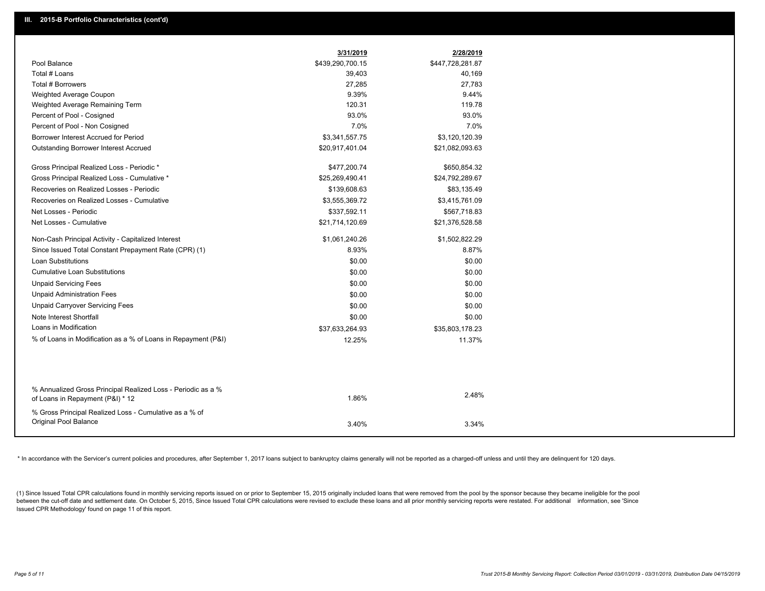## III. 2015-B Portfolio Characteristics (cont'd)

| | 3/31/2019 | 2/28/2019 |
|---|---|---|
| Pool Balance | $439,290,700.15 | $447,728,281.87 |
| Total # Loans | 39,403 | 40,169 |
| Total # Borrowers | 27,285 | 27,783 |
| Weighted Average Coupon | 9.39% | 9.44% |
| Weighted Average Remaining Term | 120.31 | 119.78 |
| Percent of Pool - Cosigned | 93.0% | 93.0% |
| Percent of Pool - Non Cosigned | 7.0% | 7.0% |
| Borrower Interest Accrued for Period | $3,341,557.75 | $3,120,120.39 |
| Outstanding Borrower Interest Accrued | $20,917,401.04 | $21,082,093.63 |
| Gross Principal Realized Loss - Periodic * | $477,200.74 | $650,854.32 |
| Gross Principal Realized Loss - Cumulative * | $25,269,490.41 | $24,792,289.67 |
| Recoveries on Realized Losses - Periodic | $139,608.63 | $83,135.49 |
| Recoveries on Realized Losses - Cumulative | $3,555,369.72 | $3,415,761.09 |
| Net Losses - Periodic | $337,592.11 | $567,718.83 |
| Net Losses - Cumulative | $21,714,120.69 | $21,376,528.58 |
| Non-Cash Principal Activity - Capitalized Interest | $1,061,240.26 | $1,502,822.29 |
| Since Issued Total Constant Prepayment Rate (CPR) (1) | 8.93% | 8.87% |
| Loan Substitutions | $0.00 | $0.00 |
| Cumulative Loan Substitutions | $0.00 | $0.00 |
| Unpaid Servicing Fees | $0.00 | $0.00 |
| Unpaid Administration Fees | $0.00 | $0.00 |
| Unpaid Carryover Servicing Fees | $0.00 | $0.00 |
| Note Interest Shortfall | $0.00 | $0.00 |
| Loans in Modification | $37,633,264.93 | $35,803,178.23 |
| % of Loans in Modification as a % of Loans in Repayment (P&I) | 12.25% | 11.37% |
| % Annualized Gross Principal Realized Loss - Periodic as a % of Loans in Repayment (P&I) * 12 | 1.86% | 2.48% |
| % Gross Principal Realized Loss - Cumulative as a % of Original Pool Balance | 3.40% | 3.34% |

* In accordance with the Servicer's current policies and procedures, after September 1, 2017 loans subject to bankruptcy claims generally will not be reported as a charged-off unless and until they are delinquent for 120 days.

(1) Since Issued Total CPR calculations found in monthly servicing reports issued on or prior to September 15, 2015 originally included loans that were removed from the pool by the sponsor because they became ineligible for the pool between the cut-off date and settlement date. On October 5, 2015, Since Issued Total CPR calculations were revised to exclude these loans and all prior monthly servicing reports were restated. For additional information, see 'Since Issued CPR Methodology' found on page 11 of this report.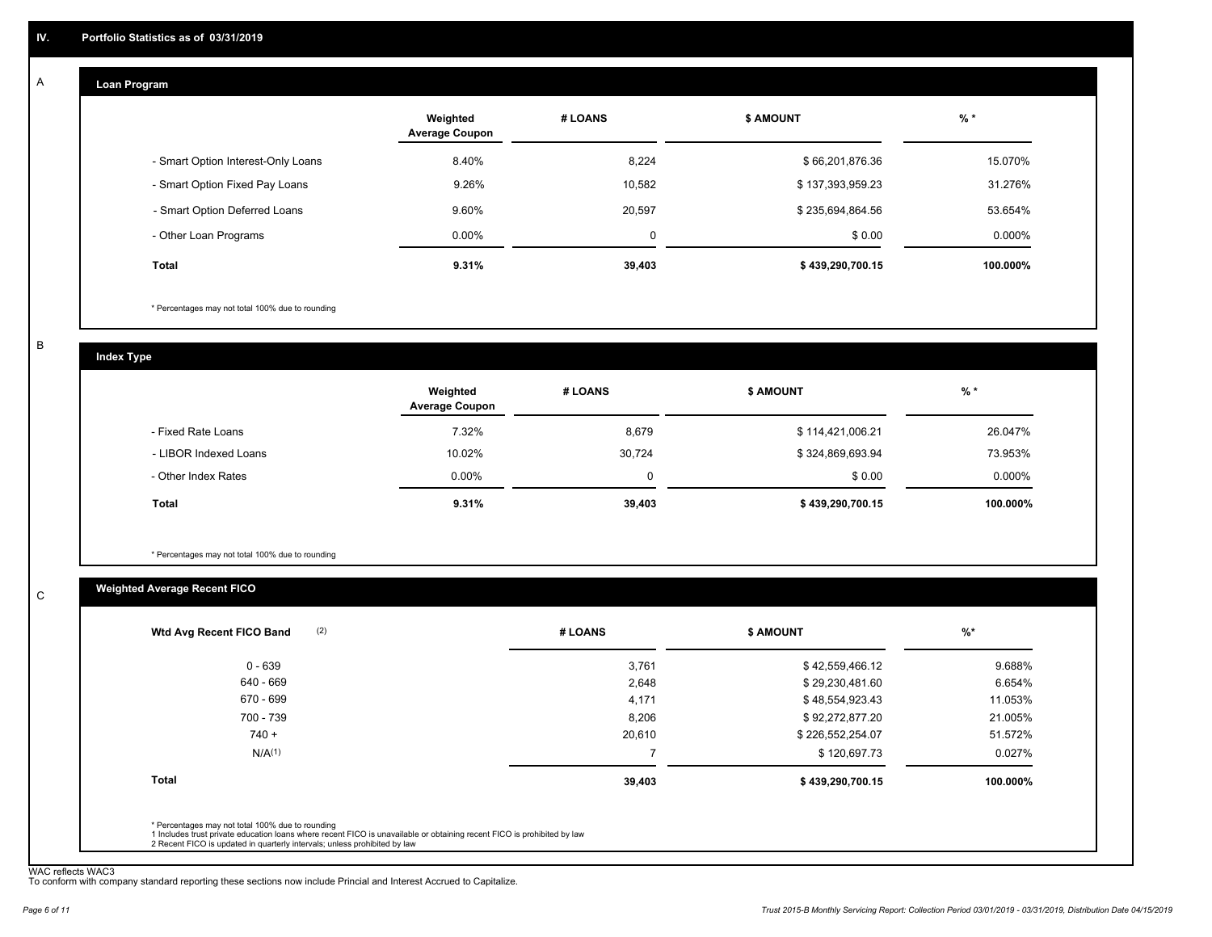## IV. Portfolio Statistics as of 03/31/2019

### A Loan Program

| | Weighted Average Coupon | # LOANS | $ AMOUNT | % * |
|---|---|---|---|---|
| - Smart Option Interest-Only Loans | 8.40% | 8,224 | $ 66,201,876.36 | 15.070% |
| - Smart Option Fixed Pay Loans | 9.26% | 10,582 | $ 137,393,959.23 | 31.276% |
| - Smart Option Deferred Loans | 9.60% | 20,597 | $ 235,694,864.56 | 53.654% |
| - Other Loan Programs | 0.00% | 0 | $ 0.00 | 0.000% |
| **Total** | **9.31%** | **39,403** | **$ 439,290,700.15** | **100.000%** |

* Percentages may not total 100% due to rounding

### B Index Type

| | Weighted Average Coupon | # LOANS | $ AMOUNT | % * |
|---|---|---|---|---|
| - Fixed Rate Loans | 7.32% | 8,679 | $ 114,421,006.21 | 26.047% |
| - LIBOR Indexed Loans | 10.02% | 30,724 | $ 324,869,693.94 | 73.953% |
| - Other Index Rates | 0.00% | 0 | $ 0.00 | 0.000% |
| **Total** | **9.31%** | **39,403** | **$ 439,290,700.15** | **100.000%** |

* Percentages may not total 100% due to rounding

### C Weighted Average Recent FICO

| Wtd Avg Recent FICO Band (2) | # LOANS | $ AMOUNT | %* |
|---|---|---|---|
| 0 - 639 | 3,761 | $ 42,559,466.12 | 9.688% |
| 640 - 669 | 2,648 | $ 29,230,481.60 | 6.654% |
| 670 - 699 | 4,171 | $ 48,554,923.43 | 11.053% |
| 700 - 739 | 8,206 | $ 92,272,877.20 | 21.005% |
| 740 + | 20,610 | $ 226,552,254.07 | 51.572% |
| N/A(1) | 7 | $ 120,697.73 | 0.027% |
| **Total** | **39,403** | **$ 439,290,700.15** | **100.000%** |

* Percentages may not total 100% due to rounding
1 Includes trust private education loans where recent FICO is unavailable or obtaining recent FICO is prohibited by law
2 Recent FICO is updated in quarterly intervals; unless prohibited by law

WAC reflects WAC3
To conform with company standard reporting these sections now include Princial and Interest Accrued to Capitalize.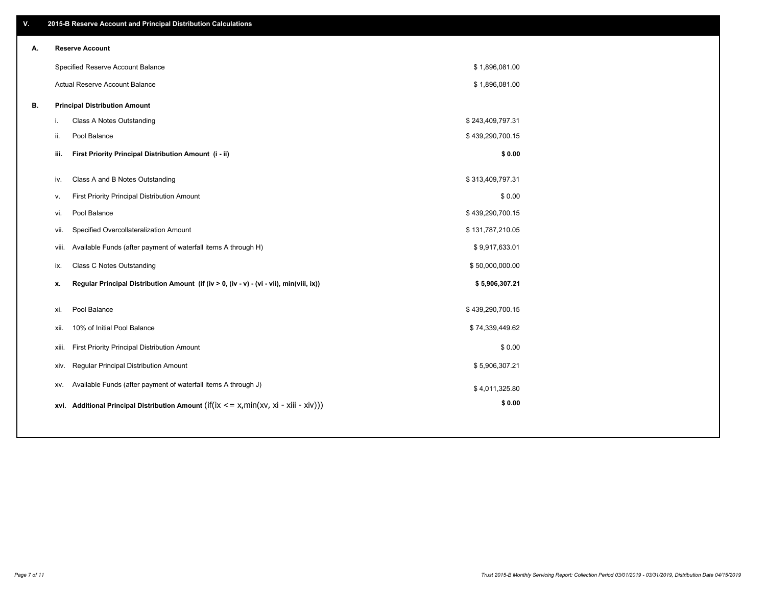## V. 2015-B Reserve Account and Principal Distribution Calculations

### A. Reserve Account

| | |
|---|---|
| Specified Reserve Account Balance | $ 1,896,081.00 |
| Actual Reserve Account Balance | $ 1,896,081.00 |

### B. Principal Distribution Amount

| | | |
|---|---|---|
| i. | Class A Notes Outstanding | $ 243,409,797.31 |
| ii. | Pool Balance | $ 439,290,700.15 |
| **iii.** | **First Priority Principal Distribution Amount (i - ii)** | **$ 0.00** |
| iv. | Class A and B Notes Outstanding | $ 313,409,797.31 |
| v. | First Priority Principal Distribution Amount | $ 0.00 |
| vi. | Pool Balance | $ 439,290,700.15 |
| vii. | Specified Overcollateralization Amount | $ 131,787,210.05 |
| viii. | Available Funds (after payment of waterfall items A through H) | $ 9,917,633.01 |
| ix. | Class C Notes Outstanding | $ 50,000,000.00 |
| **x.** | **Regular Principal Distribution Amount (if (iv > 0, (iv - v) - (vi - vii), min(viii, ix))** | **$ 5,906,307.21** |
| xi. | Pool Balance | $ 439,290,700.15 |
| xii. | 10% of Initial Pool Balance | $ 74,339,449.62 |
| xiii. | First Priority Principal Distribution Amount | $ 0.00 |
| xiv. | Regular Principal Distribution Amount | $ 5,906,307.21 |
| xv. | Available Funds (after payment of waterfall items A through J) | $ 4,011,325.80 |
| **xvi.** | **Additional Principal Distribution Amount** (if(ix <= x,min(xv, xi - xiii - xiv))) | **$ 0.00** |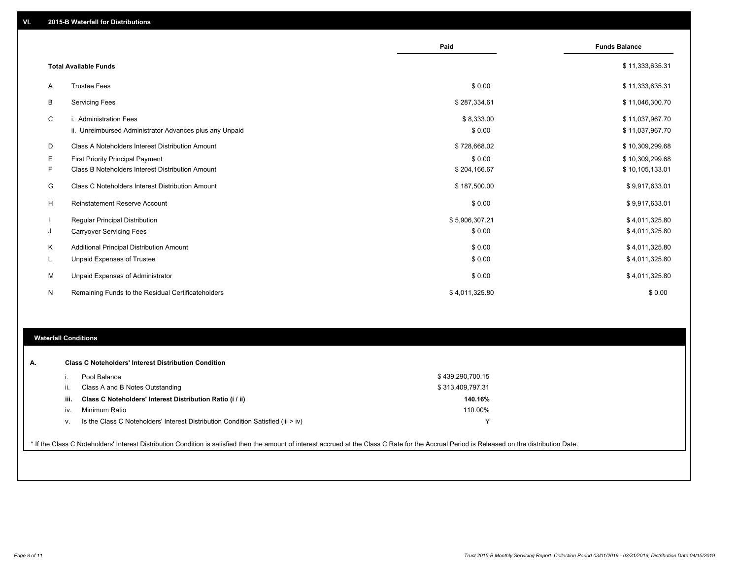## VI. 2015-B Waterfall for Distributions

| | | Paid | Funds Balance |
|---|---|---|---|
| | **Total Available Funds** | | $ 11,333,635.31 |
| A | Trustee Fees | $ 0.00 | $ 11,333,635.31 |
| B | Servicing Fees | $ 287,334.61 | $ 11,046,300.70 |
| C | i. Administration Fees | $ 8,333.00 | $ 11,037,967.70 |
| | ii. Unreimbursed Administrator Advances plus any Unpaid | $ 0.00 | $ 11,037,967.70 |
| D | Class A Noteholders Interest Distribution Amount | $ 728,668.02 | $ 10,309,299.68 |
| E | First Priority Principal Payment | $ 0.00 | $ 10,309,299.68 |
| F | Class B Noteholders Interest Distribution Amount | $ 204,166.67 | $ 10,105,133.01 |
| G | Class C Noteholders Interest Distribution Amount | $ 187,500.00 | $ 9,917,633.01 |
| H | Reinstatement Reserve Account | $ 0.00 | $ 9,917,633.01 |
| I | Regular Principal Distribution | $ 5,906,307.21 | $ 4,011,325.80 |
| J | Carryover Servicing Fees | $ 0.00 | $ 4,011,325.80 |
| K | Additional Principal Distribution Amount | $ 0.00 | $ 4,011,325.80 |
| L | Unpaid Expenses of Trustee | $ 0.00 | $ 4,011,325.80 |
| M | Unpaid Expenses of Administrator | $ 0.00 | $ 4,011,325.80 |
| N | Remaining Funds to the Residual Certificateholders | $ 4,011,325.80 | $ 0.00 |

## Waterfall Conditions

**A. Class C Noteholders' Interest Distribution Condition**

| | | |
|---|---|---|
| i. | Pool Balance | $ 439,290,700.15 |
| ii. | Class A and B Notes Outstanding | $ 313,409,797.31 |
| **iii.** | **Class C Noteholders' Interest Distribution Ratio (i / ii)** | **140.16%** |
| iv. | Minimum Ratio | 110.00% |
| v. | Is the Class C Noteholders' Interest Distribution Condition Satisfied (iii > iv) | Y |

* If the Class C Noteholders' Interest Distribution Condition is satisfied then the amount of interest accrued at the Class C Rate for the Accrual Period is Released on the distribution Date.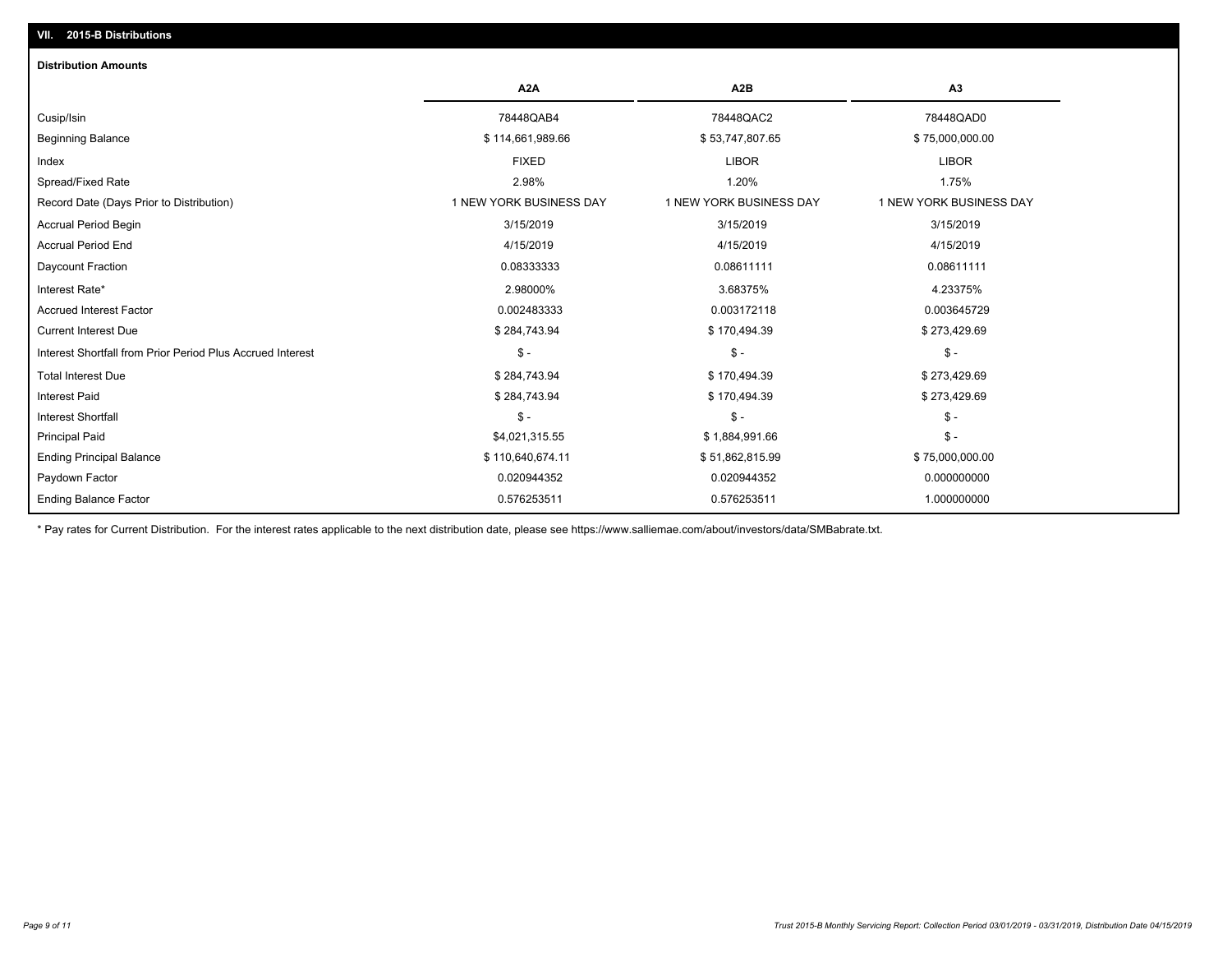## VII. 2015-B Distributions

### Distribution Amounts

| | A2A | A2B | A3 |
|---|---|---|---|
| Cusip/Isin | 78448QAB4 | 78448QAC2 | 78448QAD0 |
| Beginning Balance | $ 114,661,989.66 | $ 53,747,807.65 | $ 75,000,000.00 |
| Index | FIXED | LIBOR | LIBOR |
| Spread/Fixed Rate | 2.98% | 1.20% | 1.75% |
| Record Date (Days Prior to Distribution) | 1 NEW YORK BUSINESS DAY | 1 NEW YORK BUSINESS DAY | 1 NEW YORK BUSINESS DAY |
| Accrual Period Begin | 3/15/2019 | 3/15/2019 | 3/15/2019 |
| Accrual Period End | 4/15/2019 | 4/15/2019 | 4/15/2019 |
| Daycount Fraction | 0.08333333 | 0.08611111 | 0.08611111 |
| Interest Rate* | 2.98000% | 3.68375% | 4.23375% |
| Accrued Interest Factor | 0.002483333 | 0.003172118 | 0.003645729 |
| Current Interest Due | $ 284,743.94 | $ 170,494.39 | $ 273,429.69 |
| Interest Shortfall from Prior Period Plus Accrued Interest | $ - | $ - | $ - |
| Total Interest Due | $ 284,743.94 | $ 170,494.39 | $ 273,429.69 |
| Interest Paid | $ 284,743.94 | $ 170,494.39 | $ 273,429.69 |
| Interest Shortfall | $ - | $ - | $ - |
| Principal Paid | $4,021,315.55 | $ 1,884,991.66 | $ - |
| Ending Principal Balance | $ 110,640,674.11 | $ 51,862,815.99 | $ 75,000,000.00 |
| Paydown Factor | 0.020944352 | 0.020944352 | 0.000000000 |
| Ending Balance Factor | 0.576253511 | 0.576253511 | 1.000000000 |

* Pay rates for Current Distribution. For the interest rates applicable to the next distribution date, please see https://www.salliemae.com/about/investors/data/SMBabrate.txt.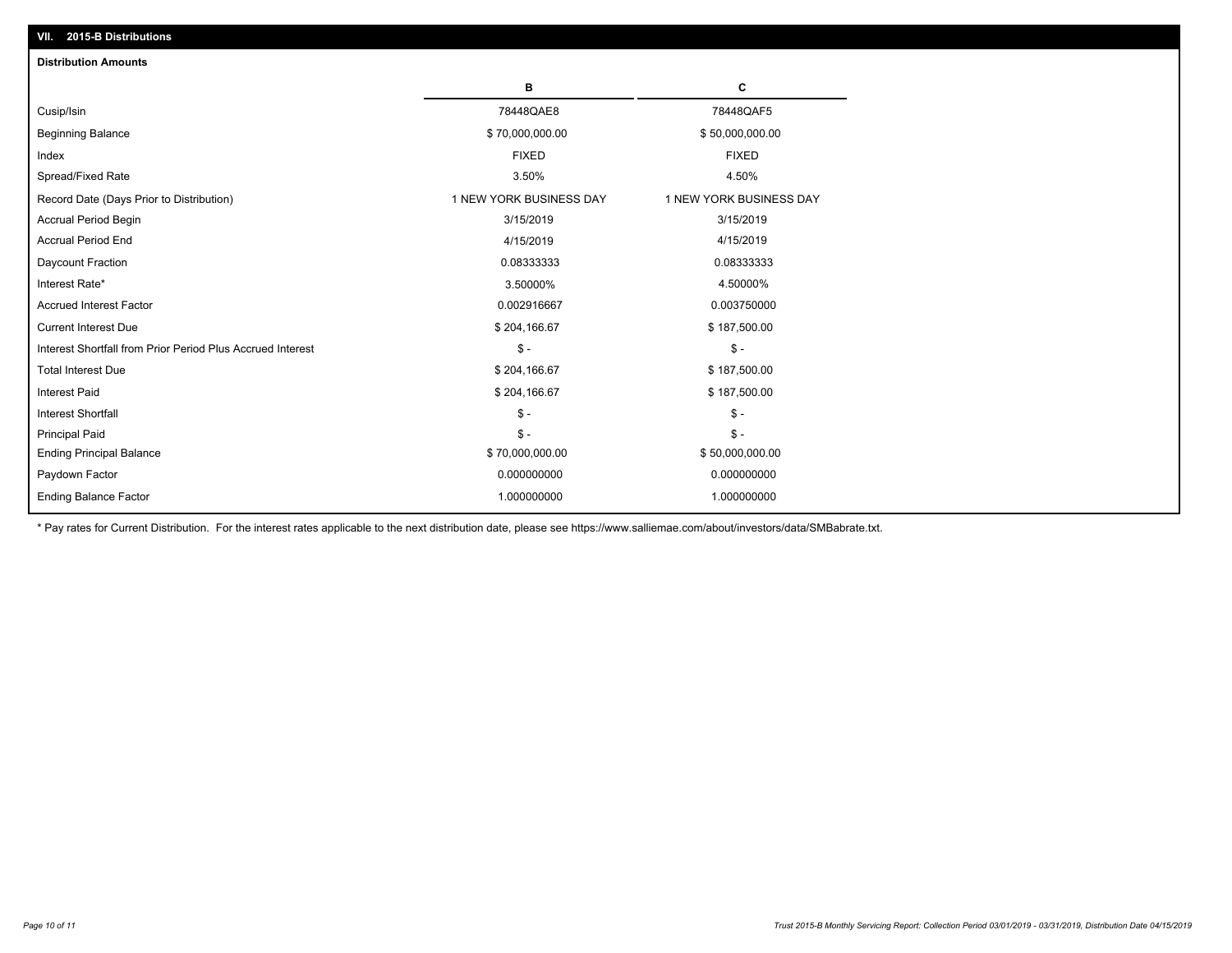## VII. 2015-B Distributions

### Distribution Amounts

| | B | C |
|---|---|---|
| Cusip/Isin | 78448QAE8 | 78448QAF5 |
| Beginning Balance | $ 70,000,000.00 | $ 50,000,000.00 |
| Index | FIXED | FIXED |
| Spread/Fixed Rate | 3.50% | 4.50% |
| Record Date (Days Prior to Distribution) | 1 NEW YORK BUSINESS DAY | 1 NEW YORK BUSINESS DAY |
| Accrual Period Begin | 3/15/2019 | 3/15/2019 |
| Accrual Period End | 4/15/2019 | 4/15/2019 |
| Daycount Fraction | 0.08333333 | 0.08333333 |
| Interest Rate* | 3.50000% | 4.50000% |
| Accrued Interest Factor | 0.002916667 | 0.003750000 |
| Current Interest Due | $ 204,166.67 | $ 187,500.00 |
| Interest Shortfall from Prior Period Plus Accrued Interest | $ - | $ - |
| Total Interest Due | $ 204,166.67 | $ 187,500.00 |
| Interest Paid | $ 204,166.67 | $ 187,500.00 |
| Interest Shortfall | $ - | $ - |
| Principal Paid | $ - | $ - |
| Ending Principal Balance | $ 70,000,000.00 | $ 50,000,000.00 |
| Paydown Factor | 0.000000000 | 0.000000000 |
| Ending Balance Factor | 1.000000000 | 1.000000000 |

* Pay rates for Current Distribution. For the interest rates applicable to the next distribution date, please see https://www.salliemae.com/about/investors/data/SMBabrate.txt.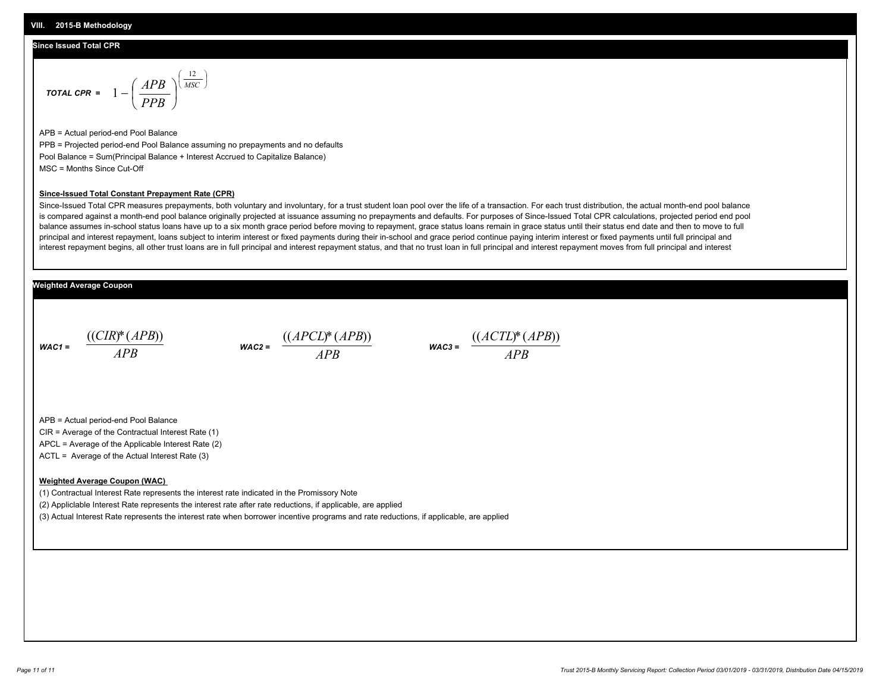## VIII. 2015-B Methodology

### Since Issued Total CPR

**TOTAL CPR =** $$1 - \left( \frac{APB}{PPB} \right)^{\left( \frac{12}{MSC} \right)}$$

APB = Actual period-end Pool Balance

PPB = Projected period-end Pool Balance assuming no prepayments and no defaults

Pool Balance = Sum(Principal Balance + Interest Accrued to Capitalize Balance)

MSC = Months Since Cut-Off

**Since-Issued Total Constant Prepayment Rate (CPR)**

Since-Issued Total CPR measures prepayments, both voluntary and involuntary, for a trust student loan pool over the life of a transaction. For each trust distribution, the actual month-end pool balance is compared against a month-end pool balance originally projected at issuance assuming no prepayments and defaults. For purposes of Since-Issued Total CPR calculations, projected period end pool balance assumes in-school status loans have up to a six month grace period before moving to repayment, grace status loans remain in grace status until their status end date and then to move to full principal and interest repayment, loans subject to interim interest or fixed payments during their in-school and grace period continue paying interim interest or fixed payments until full principal and interest repayment begins, all other trust loans are in full principal and interest repayment status, and that no trust loan in full principal and interest repayment moves from full principal and interest

### Weighted Average Coupon

**WAC1 =** $$\frac{((CIR)*(APB))}{APB}$$

**WAC2 =** $$\frac{((APCL)*(APB))}{APB}$$

**WAC3 =** $$\frac{((ACTL)*(APB))}{APB}$$

APB = Actual period-end Pool Balance

CIR = Average of the Contractual Interest Rate (1)

APCL = Average of the Applicable Interest Rate (2)

ACTL = Average of the Actual Interest Rate (3)

**Weighted Average Coupon (WAC)**

(1) Contractual Interest Rate represents the interest rate indicated in the Promissory Note

(2) Appliclable Interest Rate represents the interest rate after rate reductions, if applicable, are applied

(3) Actual Interest Rate represents the interest rate when borrower incentive programs and rate reductions, if applicable, are applied